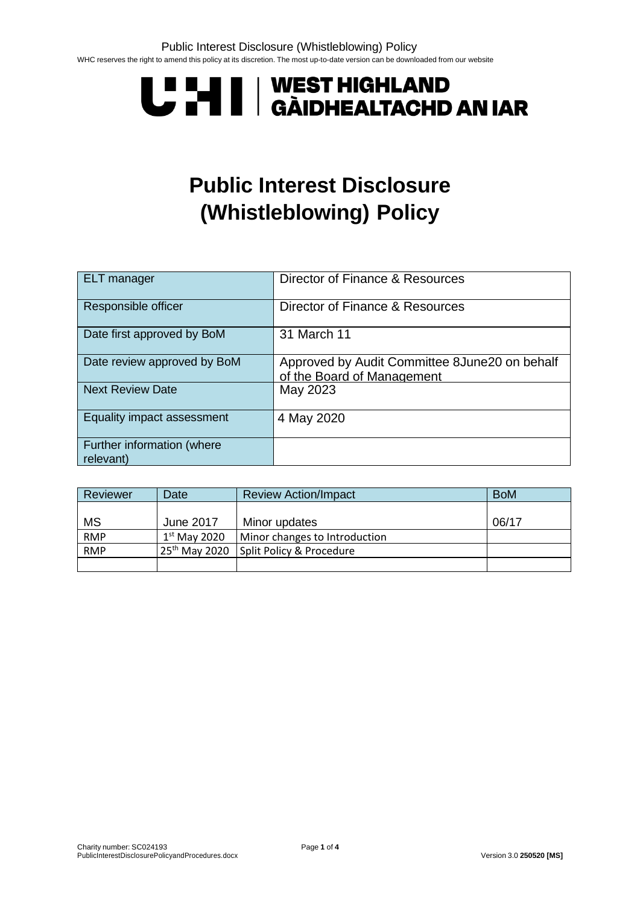# Public Interest Disclosure (Whistleblowing) Policy

| | |
|---|---|
| ELT manager | Director of Finance & Resources |
| Responsible officer | Director of Finance & Resources |
| Date first approved by BoM | 31 March 11 |
| Date review approved by BoM | Approved by Audit Committee 8June20 on behalf of the Board of Management |
| Next Review Date | May 2023 |
| Equality impact assessment | 4 May 2020 |
| Further information (where relevant) | |

| Reviewer | Date | Review Action/Impact | BoM |
|---|---|---|---|
| MS | June 2017 | Minor updates | 06/17 |
| RMP | 1st May 2020 | Minor changes to Introduction | |
| RMP | 25th May 2020 | Split Policy & Procedure | |
| | | | |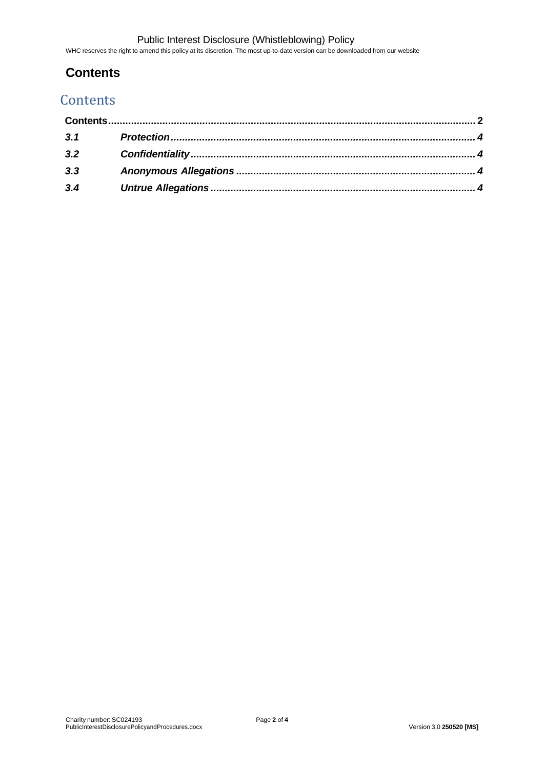## Contents

# Contents

**Contents** ........................................................................................................................ **2**

***3.1 Protection*** ........................................................................................................ ***4***

***3.2 Confidentiality*** ................................................................................................. ***4***

***3.3 Anonymous Allegations*** ................................................................................. ***4***

***3.4 Untrue Allegations*** ......................................................................................... ***4***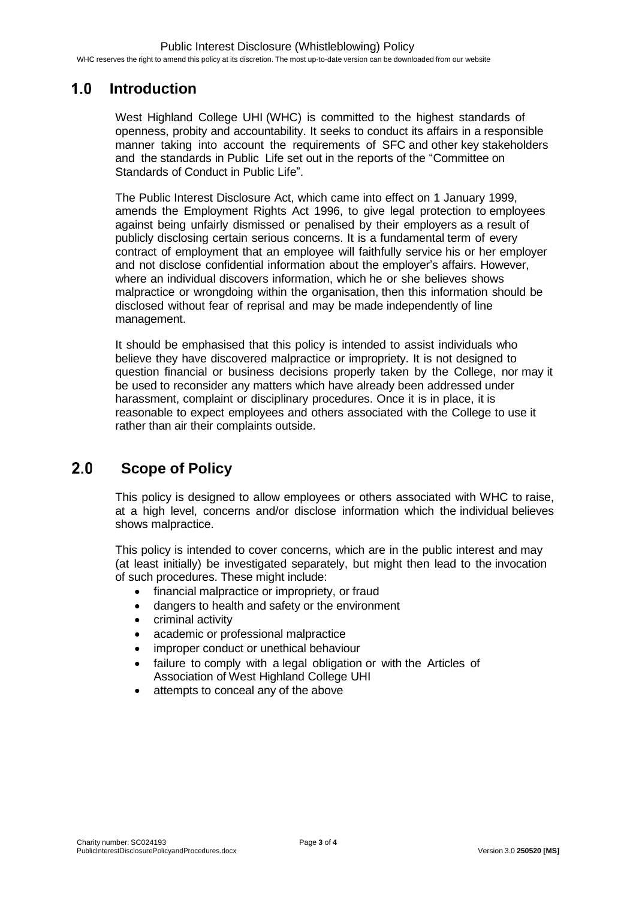## 1.0 Introduction

West Highland College UHI (WHC) is committed to the highest standards of openness, probity and accountability. It seeks to conduct its affairs in a responsible manner taking into account the requirements of SFC and other key stakeholders and the standards in Public Life set out in the reports of the "Committee on Standards of Conduct in Public Life".

The Public Interest Disclosure Act, which came into effect on 1 January 1999, amends the Employment Rights Act 1996, to give legal protection to employees against being unfairly dismissed or penalised by their employers as a result of publicly disclosing certain serious concerns. It is a fundamental term of every contract of employment that an employee will faithfully service his or her employer and not disclose confidential information about the employer's affairs. However, where an individual discovers information, which he or she believes shows malpractice or wrongdoing within the organisation, then this information should be disclosed without fear of reprisal and may be made independently of line management.

It should be emphasised that this policy is intended to assist individuals who believe they have discovered malpractice or impropriety. It is not designed to question financial or business decisions properly taken by the College, nor may it be used to reconsider any matters which have already been addressed under harassment, complaint or disciplinary procedures. Once it is in place, it is reasonable to expect employees and others associated with the College to use it rather than air their complaints outside.

## 2.0 Scope of Policy

This policy is designed to allow employees or others associated with WHC to raise, at a high level, concerns and/or disclose information which the individual believes shows malpractice.

This policy is intended to cover concerns, which are in the public interest and may (at least initially) be investigated separately, but might then lead to the invocation of such procedures. These might include:

- financial malpractice or impropriety, or fraud
- dangers to health and safety or the environment
- criminal activity
- academic or professional malpractice
- improper conduct or unethical behaviour
- failure to comply with a legal obligation or with the Articles of Association of West Highland College UHI
- attempts to conceal any of the above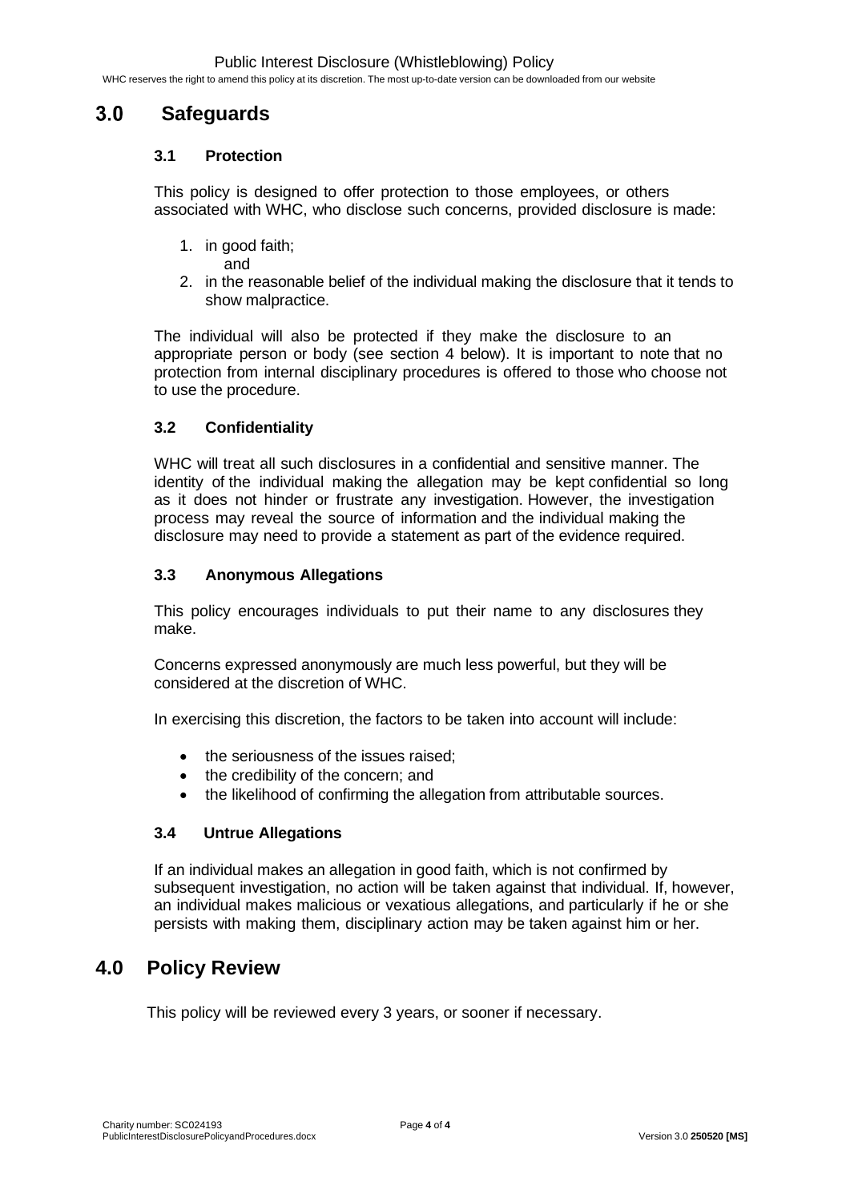## 3.0 Safeguards

### 3.1 Protection

This policy is designed to offer protection to those employees, or others associated with WHC, who disclose such concerns, provided disclosure is made:

1. in good faith;
   and
2. in the reasonable belief of the individual making the disclosure that it tends to show malpractice.

The individual will also be protected if they make the disclosure to an appropriate person or body (see section 4 below). It is important to note that no protection from internal disciplinary procedures is offered to those who choose not to use the procedure.

### 3.2 Confidentiality

WHC will treat all such disclosures in a confidential and sensitive manner. The identity of the individual making the allegation may be kept confidential so long as it does not hinder or frustrate any investigation. However, the investigation process may reveal the source of information and the individual making the disclosure may need to provide a statement as part of the evidence required.

### 3.3 Anonymous Allegations

This policy encourages individuals to put their name to any disclosures they make.

Concerns expressed anonymously are much less powerful, but they will be considered at the discretion of WHC.

In exercising this discretion, the factors to be taken into account will include:

- the seriousness of the issues raised;
- the credibility of the concern; and
- the likelihood of confirming the allegation from attributable sources.

### 3.4 Untrue Allegations

If an individual makes an allegation in good faith, which is not confirmed by subsequent investigation, no action will be taken against that individual. If, however, an individual makes malicious or vexatious allegations, and particularly if he or she persists with making them, disciplinary action may be taken against him or her.

## 4.0 Policy Review

This policy will be reviewed every 3 years, or sooner if necessary.